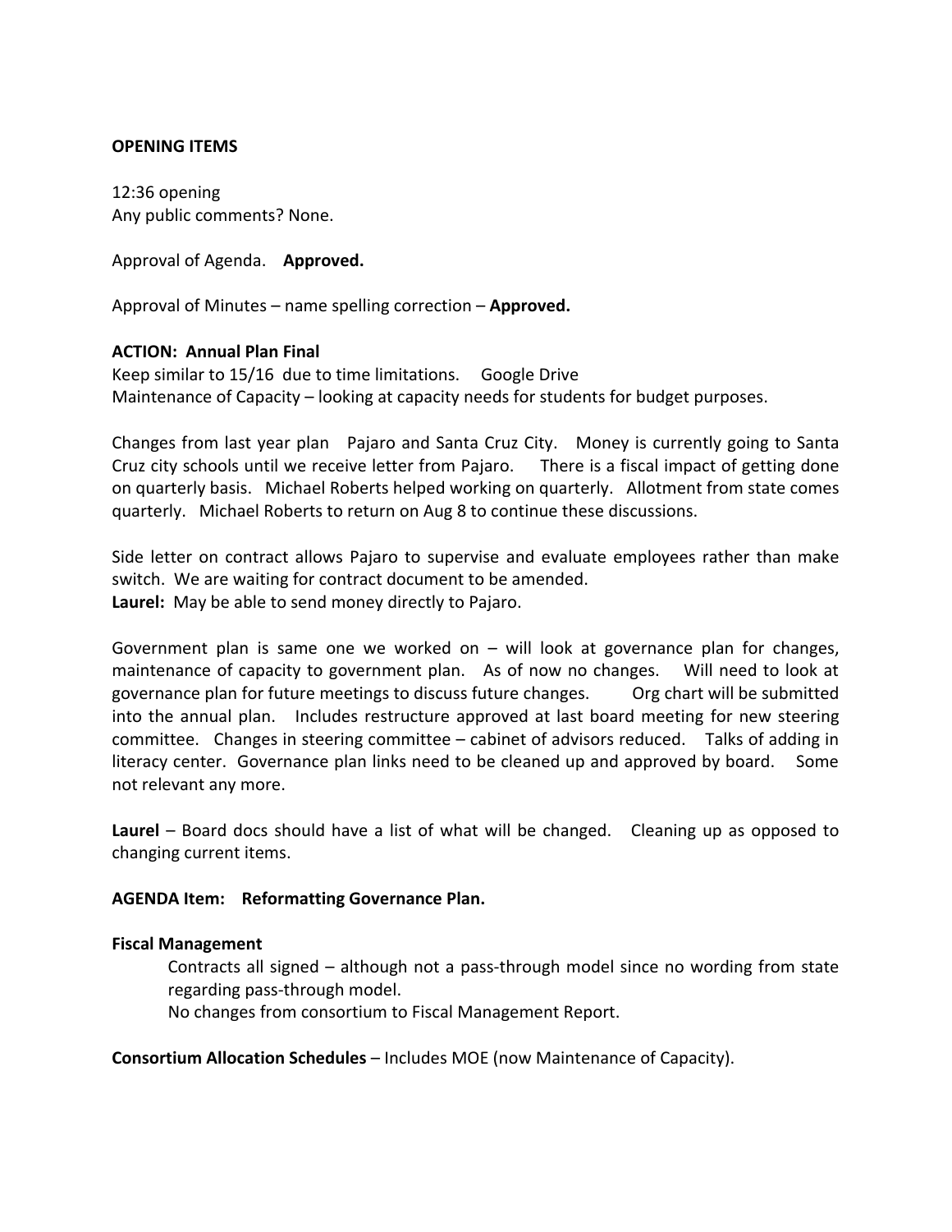**OPENING ITEMS**

12:36 opening
Any public comments? None.

Approval of Agenda. **Approved.**

Approval of Minutes – name spelling correction – **Approved.**

**ACTION: Annual Plan Final**
Keep similar to 15/16 due to time limitations. Google Drive
Maintenance of Capacity – looking at capacity needs for students for budget purposes.

Changes from last year plan Pajaro and Santa Cruz City. Money is currently going to Santa Cruz city schools until we receive letter from Pajaro. There is a fiscal impact of getting done on quarterly basis. Michael Roberts helped working on quarterly. Allotment from state comes quarterly. Michael Roberts to return on Aug 8 to continue these discussions.

Side letter on contract allows Pajaro to supervise and evaluate employees rather than make switch. We are waiting for contract document to be amended.
**Laurel:** May be able to send money directly to Pajaro.

Government plan is same one we worked on – will look at governance plan for changes, maintenance of capacity to government plan. As of now no changes. Will need to look at governance plan for future meetings to discuss future changes. Org chart will be submitted into the annual plan. Includes restructure approved at last board meeting for new steering committee. Changes in steering committee – cabinet of advisors reduced. Talks of adding in literacy center. Governance plan links need to be cleaned up and approved by board. Some not relevant any more.

**Laurel** – Board docs should have a list of what will be changed. Cleaning up as opposed to changing current items.

**AGENDA Item: Reformatting Governance Plan.**

**Fiscal Management**

Contracts all signed – although not a pass-through model since no wording from state regarding pass-through model.
No changes from consortium to Fiscal Management Report.

**Consortium Allocation Schedules** – Includes MOE (now Maintenance of Capacity).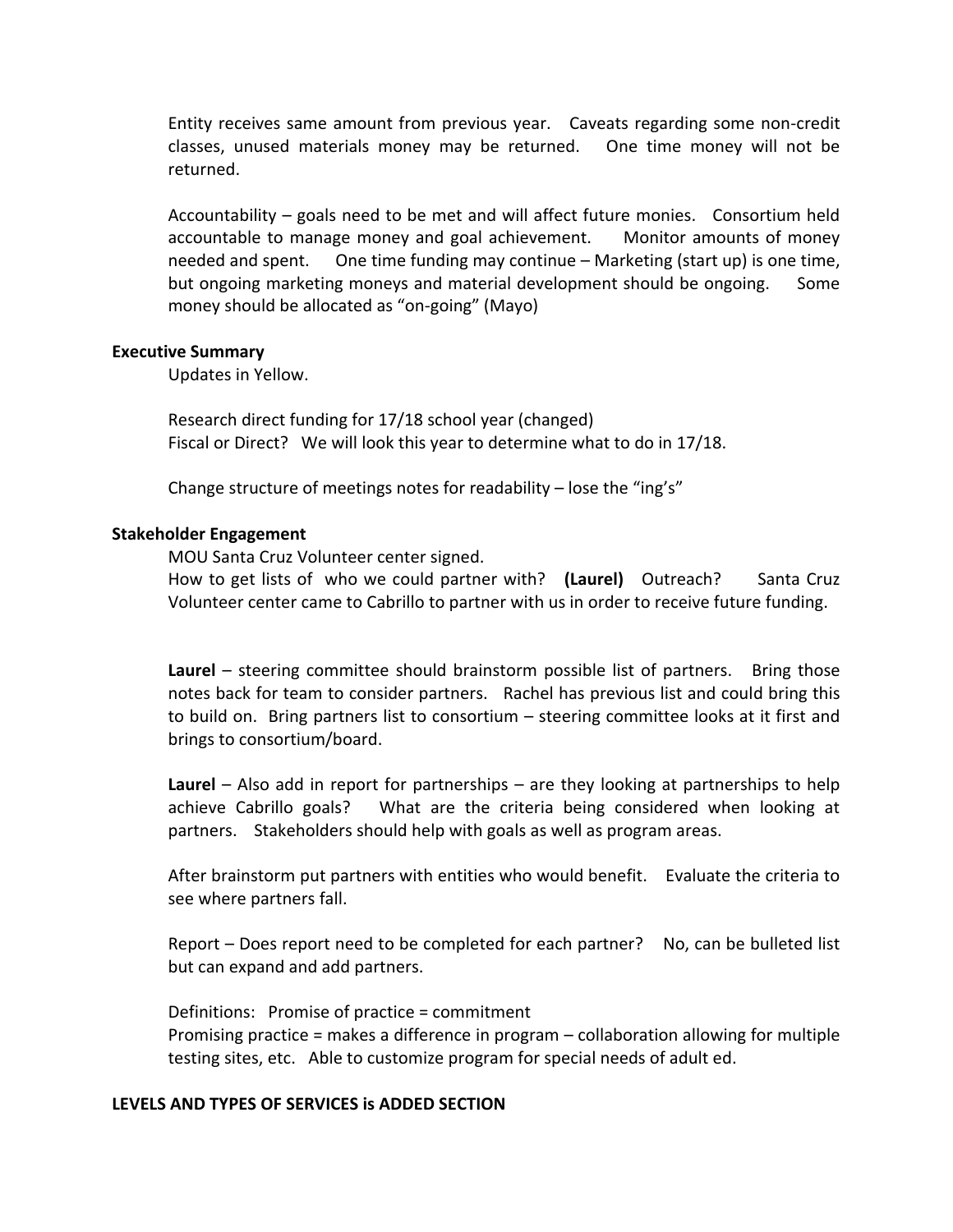Entity receives same amount from previous year. Caveats regarding some non-credit classes, unused materials money may be returned. One time money will not be returned.

Accountability – goals need to be met and will affect future monies. Consortium held accountable to manage money and goal achievement. Monitor amounts of money needed and spent. One time funding may continue – Marketing (start up) is one time, but ongoing marketing moneys and material development should be ongoing. Some money should be allocated as "on-going" (Mayo)

**Executive Summary**

Updates in Yellow.

Research direct funding for 17/18 school year (changed)
Fiscal or Direct? We will look this year to determine what to do in 17/18.

Change structure of meetings notes for readability – lose the "ing's"

**Stakeholder Engagement**

MOU Santa Cruz Volunteer center signed.
How to get lists of who we could partner with? **(Laurel)** Outreach? Santa Cruz Volunteer center came to Cabrillo to partner with us in order to receive future funding.

**Laurel** – steering committee should brainstorm possible list of partners. Bring those notes back for team to consider partners. Rachel has previous list and could bring this to build on. Bring partners list to consortium – steering committee looks at it first and brings to consortium/board.

**Laurel** – Also add in report for partnerships – are they looking at partnerships to help achieve Cabrillo goals? What are the criteria being considered when looking at partners. Stakeholders should help with goals as well as program areas.

After brainstorm put partners with entities who would benefit. Evaluate the criteria to see where partners fall.

Report – Does report need to be completed for each partner? No, can be bulleted list but can expand and add partners.

Definitions: Promise of practice = commitment
Promising practice = makes a difference in program – collaboration allowing for multiple testing sites, etc. Able to customize program for special needs of adult ed.

**LEVELS AND TYPES OF SERVICES is ADDED SECTION**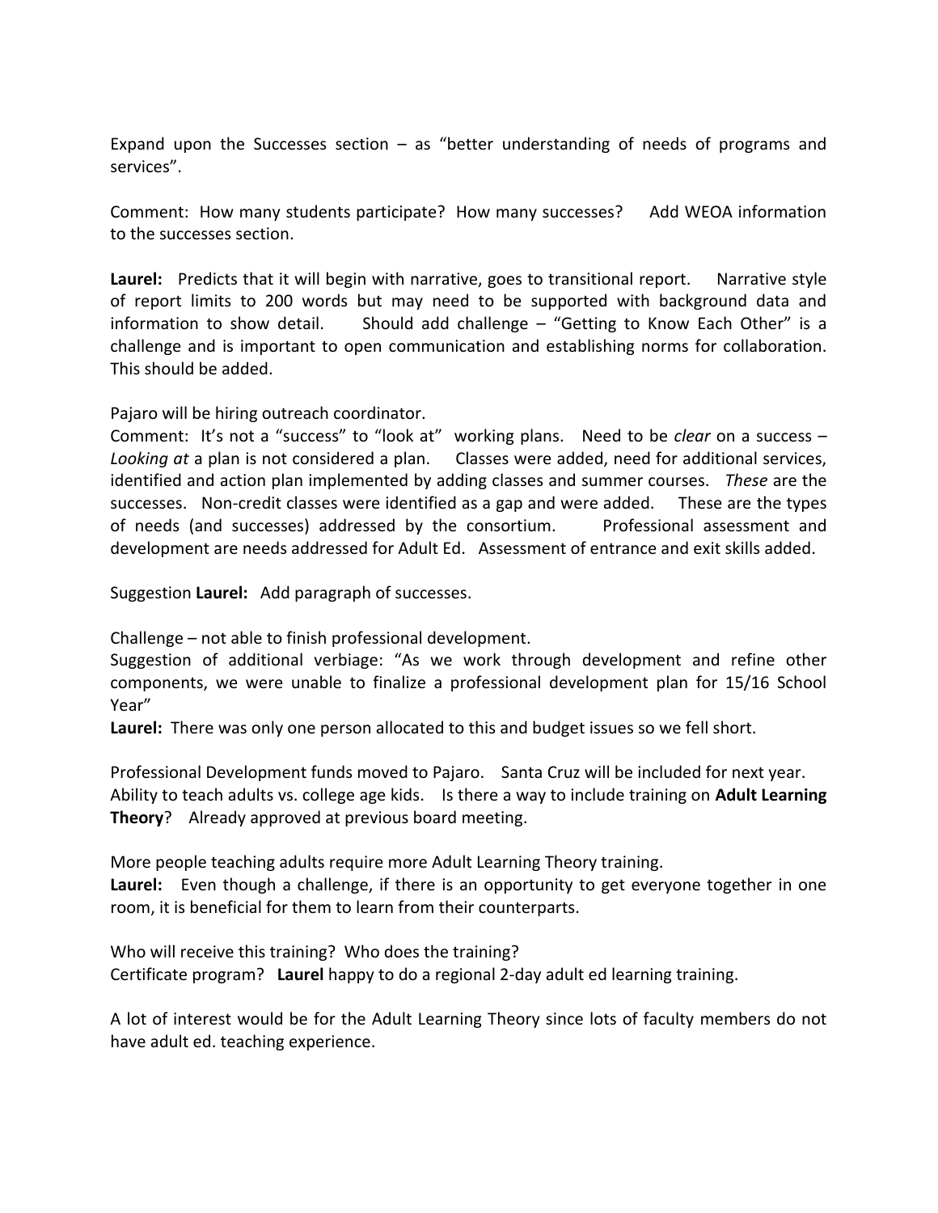Expand upon the Successes section – as "better understanding of needs of programs and services".

Comment: How many students participate? How many successes? Add WEOA information to the successes section.

**Laurel:** Predicts that it will begin with narrative, goes to transitional report. Narrative style of report limits to 200 words but may need to be supported with background data and information to show detail. Should add challenge – "Getting to Know Each Other" is a challenge and is important to open communication and establishing norms for collaboration. This should be added.

Pajaro will be hiring outreach coordinator.
Comment: It's not a "success" to "look at" working plans. Need to be *clear* on a success – *Looking at* a plan is not considered a plan. Classes were added, need for additional services, identified and action plan implemented by adding classes and summer courses. *These* are the successes. Non-credit classes were identified as a gap and were added. These are the types of needs (and successes) addressed by the consortium. Professional assessment and development are needs addressed for Adult Ed. Assessment of entrance and exit skills added.

Suggestion **Laurel:** Add paragraph of successes.

Challenge – not able to finish professional development.
Suggestion of additional verbiage: "As we work through development and refine other components, we were unable to finalize a professional development plan for 15/16 School Year"
**Laurel:** There was only one person allocated to this and budget issues so we fell short.

Professional Development funds moved to Pajaro. Santa Cruz will be included for next year.
Ability to teach adults vs. college age kids. Is there a way to include training on **Adult Learning Theory**? Already approved at previous board meeting.

More people teaching adults require more Adult Learning Theory training.
**Laurel:** Even though a challenge, if there is an opportunity to get everyone together in one room, it is beneficial for them to learn from their counterparts.

Who will receive this training? Who does the training?
Certificate program? **Laurel** happy to do a regional 2-day adult ed learning training.

A lot of interest would be for the Adult Learning Theory since lots of faculty members do not have adult ed. teaching experience.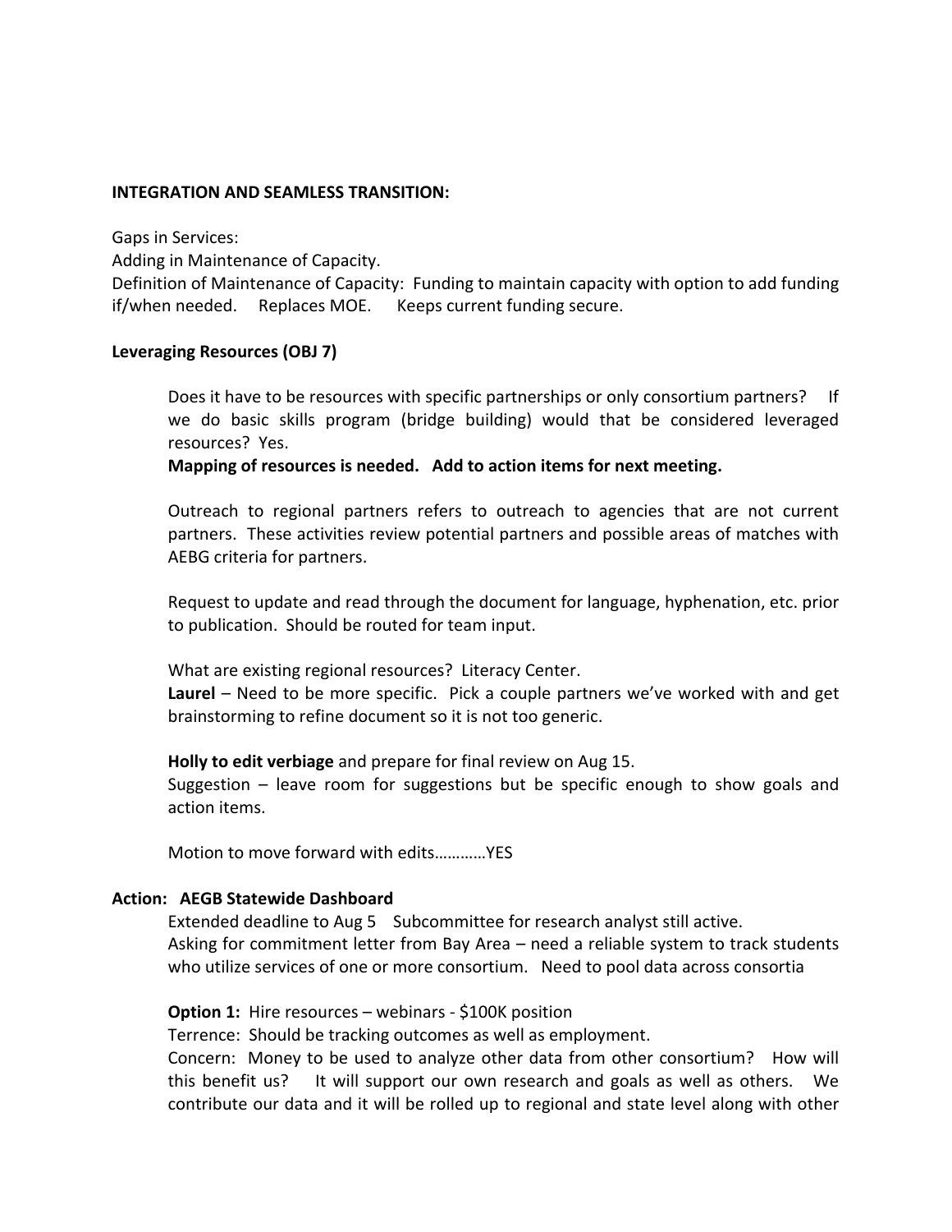**INTEGRATION AND SEAMLESS TRANSITION:**

Gaps in Services:
Adding in Maintenance of Capacity.
Definition of Maintenance of Capacity: Funding to maintain capacity with option to add funding if/when needed. Replaces MOE. Keeps current funding secure.

**Leveraging Resources (OBJ 7)**

Does it have to be resources with specific partnerships or only consortium partners? If we do basic skills program (bridge building) would that be considered leveraged resources? Yes.
**Mapping of resources is needed. Add to action items for next meeting.**

Outreach to regional partners refers to outreach to agencies that are not current partners. These activities review potential partners and possible areas of matches with AEBG criteria for partners.

Request to update and read through the document for language, hyphenation, etc. prior to publication. Should be routed for team input.

What are existing regional resources? Literacy Center.
**Laurel** – Need to be more specific. Pick a couple partners we've worked with and get brainstorming to refine document so it is not too generic.

**Holly to edit verbiage** and prepare for final review on Aug 15.
Suggestion – leave room for suggestions but be specific enough to show goals and action items.

Motion to move forward with edits…………YES

**Action: AEGB Statewide Dashboard**

Extended deadline to Aug 5 Subcommittee for research analyst still active.
Asking for commitment letter from Bay Area – need a reliable system to track students who utilize services of one or more consortium. Need to pool data across consortia

**Option 1:** Hire resources – webinars - $100K position
Terrence: Should be tracking outcomes as well as employment.
Concern: Money to be used to analyze other data from other consortium? How will this benefit us? It will support our own research and goals as well as others. We contribute our data and it will be rolled up to regional and state level along with other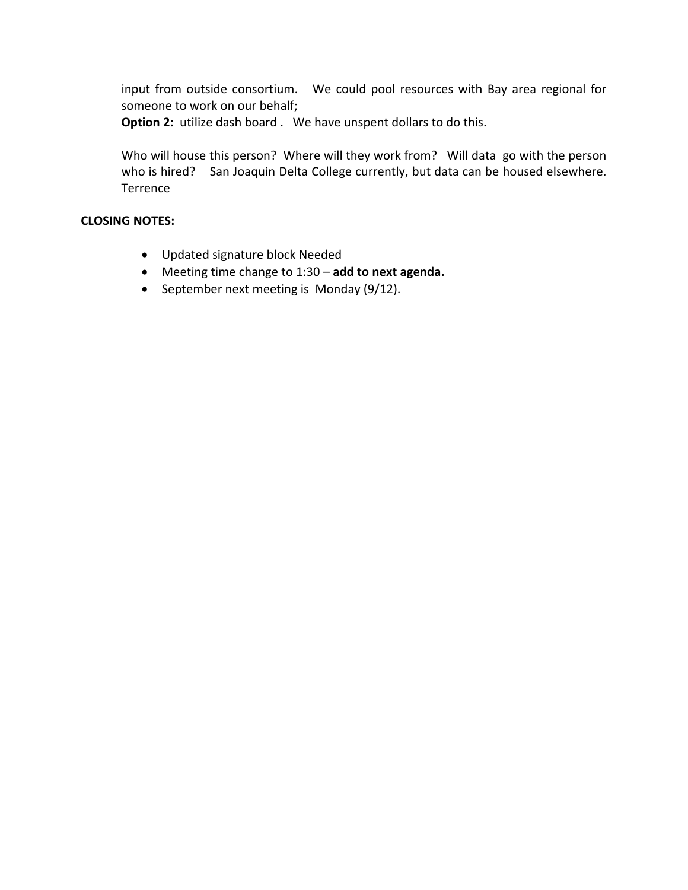input from outside consortium. We could pool resources with Bay area regional for someone to work on our behalf;
**Option 2:** utilize dash board . We have unspent dollars to do this.

Who will house this person? Where will they work from? Will data go with the person who is hired? San Joaquin Delta College currently, but data can be housed elsewhere. Terrence

**CLOSING NOTES:**

- Updated signature block Needed
- Meeting time change to 1:30 – **add to next agenda.**
- September next meeting is Monday (9/12).